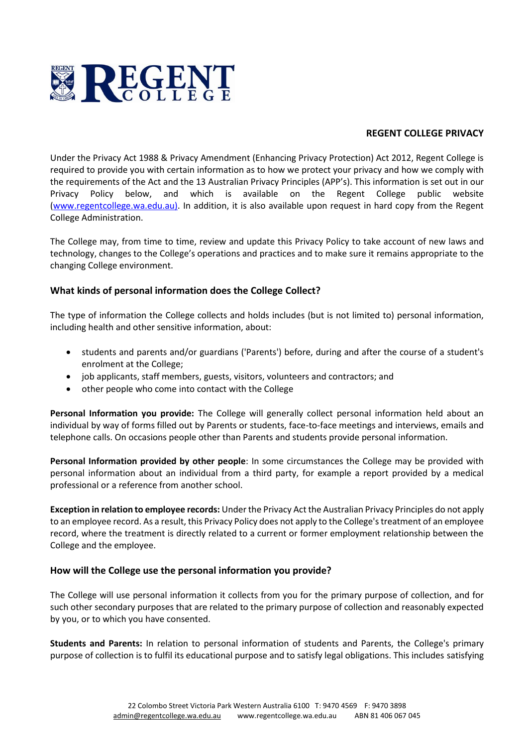**REGENT COLLEGE PRIVACY**

Under the Privacy Act 1988 & Privacy Amendment (Enhancing Privacy Protection) Act 2012, Regent College is required to provide you with certain information as to how we protect your privacy and how we comply with the requirements of the Act and the 13 Australian Privacy Principles (APP's). This information is set out in our Privacy Policy below, and which is available on the Regent College public website (www.regentcollege.wa.edu.au). In addition, it is also available upon request in hard copy from the Regent College Administration.

The College may, from time to time, review and update this Privacy Policy to take account of new laws and technology, changes to the College's operations and practices and to make sure it remains appropriate to the changing College environment.

### What kinds of personal information does the College Collect?

The type of information the College collects and holds includes (but is not limited to) personal information, including health and other sensitive information, about:

- students and parents and/or guardians ('Parents') before, during and after the course of a student's enrolment at the College;
- job applicants, staff members, guests, visitors, volunteers and contractors; and
- other people who come into contact with the College

**Personal Information you provide:** The College will generally collect personal information held about an individual by way of forms filled out by Parents or students, face-to-face meetings and interviews, emails and telephone calls. On occasions people other than Parents and students provide personal information.

**Personal Information provided by other people**: In some circumstances the College may be provided with personal information about an individual from a third party, for example a report provided by a medical professional or a reference from another school.

**Exception in relation to employee records:** Under the Privacy Act the Australian Privacy Principles do not apply to an employee record. As a result, this Privacy Policy does not apply to the College's treatment of an employee record, where the treatment is directly related to a current or former employment relationship between the College and the employee.

### How will the College use the personal information you provide?

The College will use personal information it collects from you for the primary purpose of collection, and for such other secondary purposes that are related to the primary purpose of collection and reasonably expected by you, or to which you have consented.

**Students and Parents:** In relation to personal information of students and Parents, the College's primary purpose of collection is to fulfil its educational purpose and to satisfy legal obligations. This includes satisfying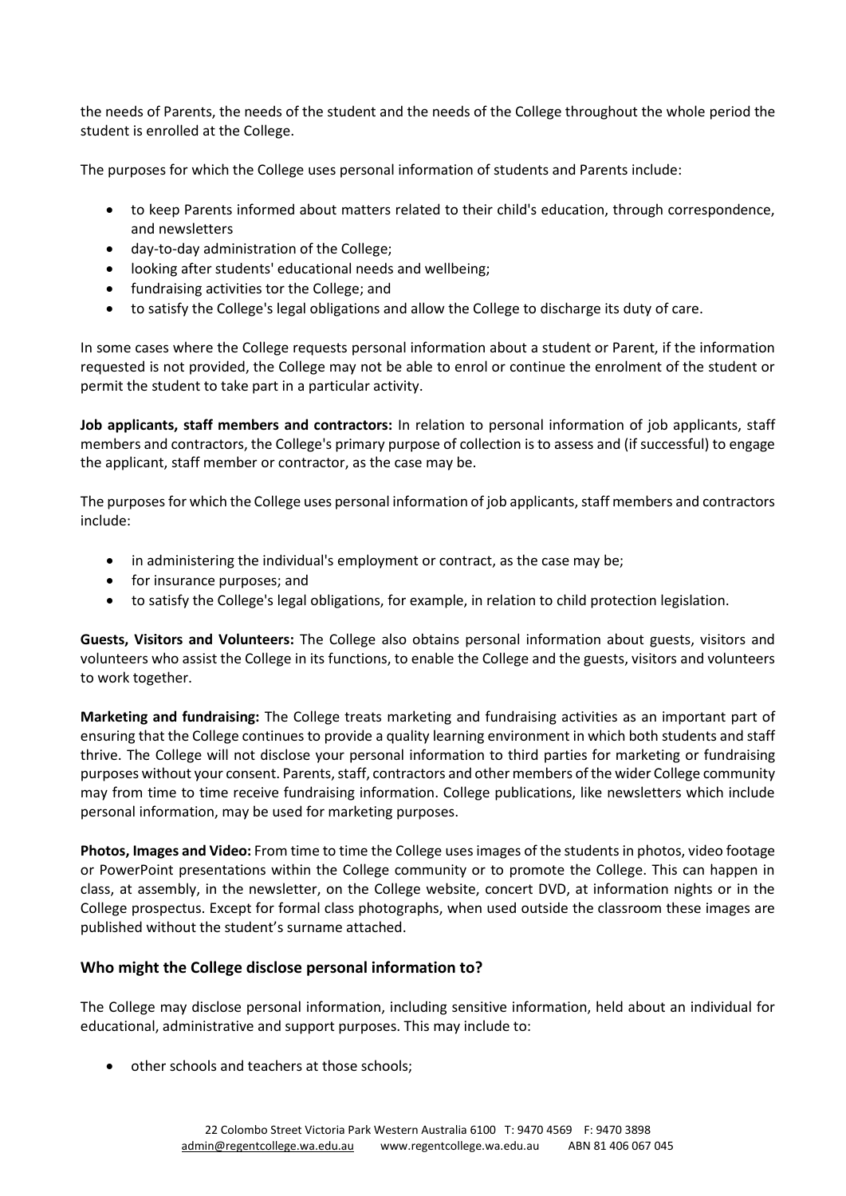the needs of Parents, the needs of the student and the needs of the College throughout the whole period the student is enrolled at the College.

The purposes for which the College uses personal information of students and Parents include:

- to keep Parents informed about matters related to their child's education, through correspondence, and newsletters
- day-to-day administration of the College;
- looking after students' educational needs and wellbeing;
- fundraising activities tor the College; and
- to satisfy the College's legal obligations and allow the College to discharge its duty of care.

In some cases where the College requests personal information about a student or Parent, if the information requested is not provided, the College may not be able to enrol or continue the enrolment of the student or permit the student to take part in a particular activity.

**Job applicants, staff members and contractors:** In relation to personal information of job applicants, staff members and contractors, the College's primary purpose of collection is to assess and (if successful) to engage the applicant, staff member or contractor, as the case may be.

The purposes for which the College uses personal information of job applicants, staff members and contractors include:

- in administering the individual's employment or contract, as the case may be;
- for insurance purposes; and
- to satisfy the College's legal obligations, for example, in relation to child protection legislation.

**Guests, Visitors and Volunteers:** The College also obtains personal information about guests, visitors and volunteers who assist the College in its functions, to enable the College and the guests, visitors and volunteers to work together.

**Marketing and fundraising:** The College treats marketing and fundraising activities as an important part of ensuring that the College continues to provide a quality learning environment in which both students and staff thrive. The College will not disclose your personal information to third parties for marketing or fundraising purposes without your consent. Parents, staff, contractors and other members of the wider College community may from time to time receive fundraising information. College publications, like newsletters which include personal information, may be used for marketing purposes.

**Photos, Images and Video:** From time to time the College uses images of the students in photos, video footage or PowerPoint presentations within the College community or to promote the College. This can happen in class, at assembly, in the newsletter, on the College website, concert DVD, at information nights or in the College prospectus. Except for formal class photographs, when used outside the classroom these images are published without the student's surname attached.

## Who might the College disclose personal information to?

The College may disclose personal information, including sensitive information, held about an individual for educational, administrative and support purposes. This may include to:

- other schools and teachers at those schools;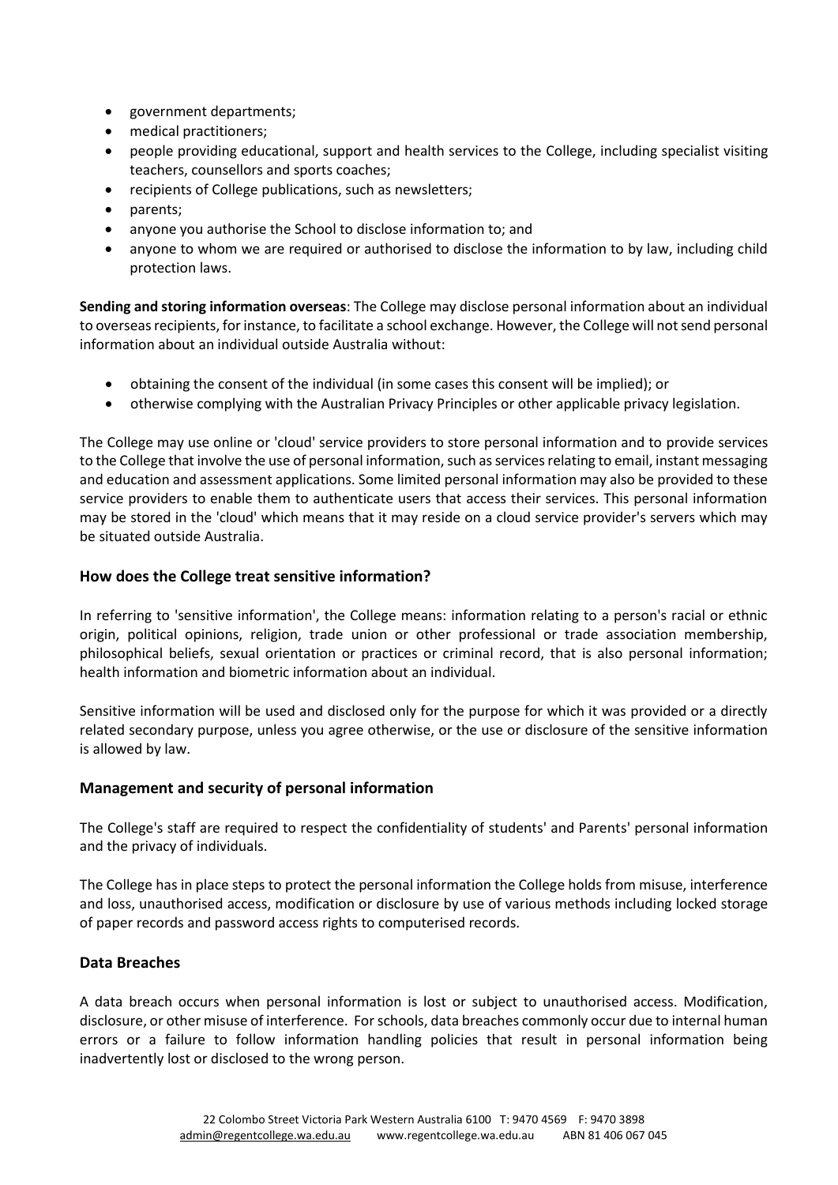- government departments;
- medical practitioners;
- people providing educational, support and health services to the College, including specialist visiting teachers, counsellors and sports coaches;
- recipients of College publications, such as newsletters;
- parents;
- anyone you authorise the School to disclose information to; and
- anyone to whom we are required or authorised to disclose the information to by law, including child protection laws.

**Sending and storing information overseas**: The College may disclose personal information about an individual to overseas recipients, for instance, to facilitate a school exchange. However, the College will not send personal information about an individual outside Australia without:

- obtaining the consent of the individual (in some cases this consent will be implied); or
- otherwise complying with the Australian Privacy Principles or other applicable privacy legislation.

The College may use online or 'cloud' service providers to store personal information and to provide services to the College that involve the use of personal information, such as services relating to email, instant messaging and education and assessment applications. Some limited personal information may also be provided to these service providers to enable them to authenticate users that access their services. This personal information may be stored in the 'cloud' which means that it may reside on a cloud service provider's servers which may be situated outside Australia.

### How does the College treat sensitive information?

In referring to 'sensitive information', the College means: information relating to a person's racial or ethnic origin, political opinions, religion, trade union or other professional or trade association membership, philosophical beliefs, sexual orientation or practices or criminal record, that is also personal information; health information and biometric information about an individual.

Sensitive information will be used and disclosed only for the purpose for which it was provided or a directly related secondary purpose, unless you agree otherwise, or the use or disclosure of the sensitive information is allowed by law.

### Management and security of personal information

The College's staff are required to respect the confidentiality of students' and Parents' personal information and the privacy of individuals.

The College has in place steps to protect the personal information the College holds from misuse, interference and loss, unauthorised access, modification or disclosure by use of various methods including locked storage of paper records and password access rights to computerised records.

### Data Breaches

A data breach occurs when personal information is lost or subject to unauthorised access. Modification, disclosure, or other misuse of interference. For schools, data breaches commonly occur due to internal human errors or a failure to follow information handling policies that result in personal information being inadvertently lost or disclosed to the wrong person.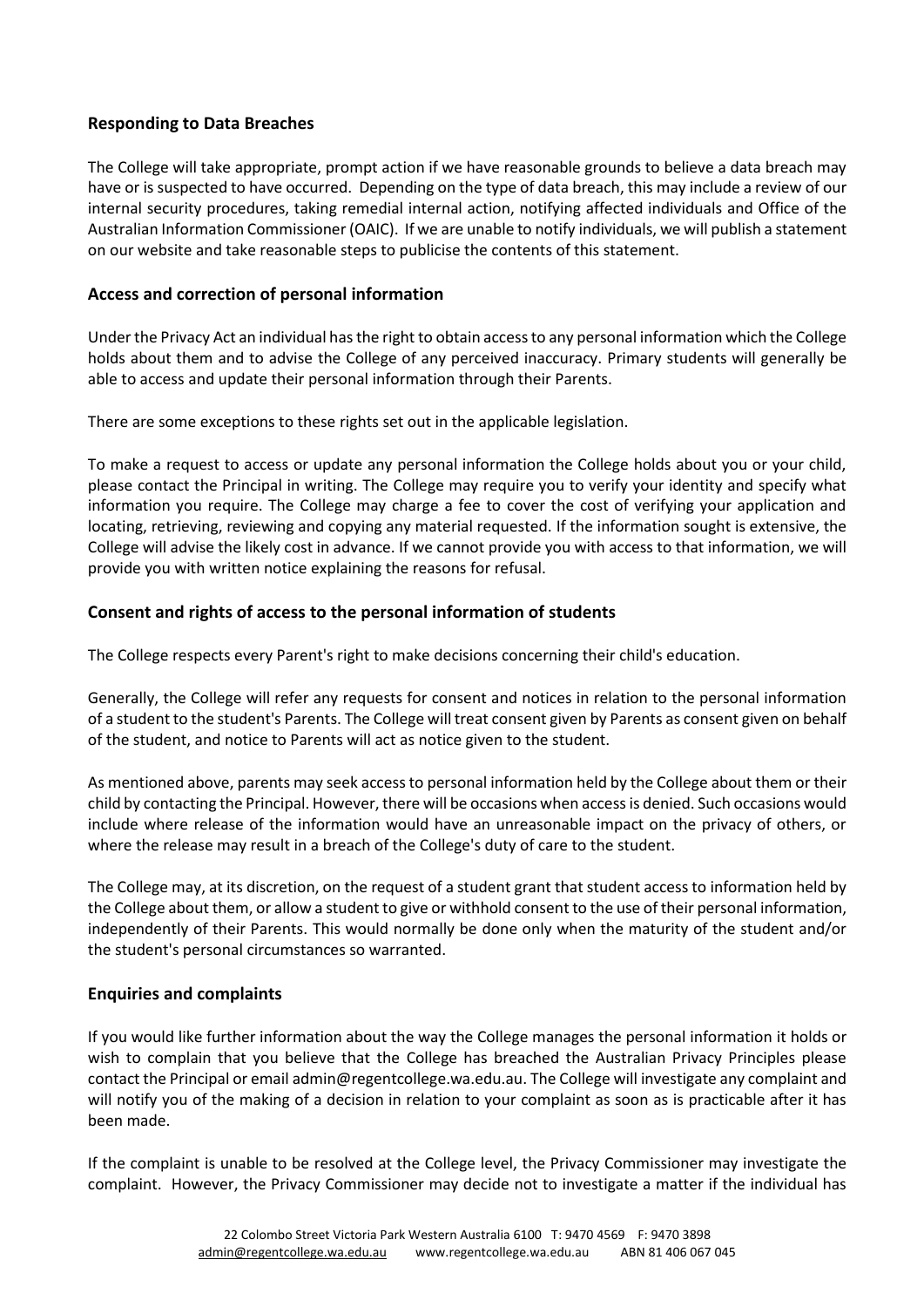## Responding to Data Breaches

The College will take appropriate, prompt action if we have reasonable grounds to believe a data breach may have or is suspected to have occurred. Depending on the type of data breach, this may include a review of our internal security procedures, taking remedial internal action, notifying affected individuals and Office of the Australian Information Commissioner (OAIC). If we are unable to notify individuals, we will publish a statement on our website and take reasonable steps to publicise the contents of this statement.

## Access and correction of personal information

Under the Privacy Act an individual has the right to obtain access to any personal information which the College holds about them and to advise the College of any perceived inaccuracy. Primary students will generally be able to access and update their personal information through their Parents.

There are some exceptions to these rights set out in the applicable legislation.

To make a request to access or update any personal information the College holds about you or your child, please contact the Principal in writing. The College may require you to verify your identity and specify what information you require. The College may charge a fee to cover the cost of verifying your application and locating, retrieving, reviewing and copying any material requested. If the information sought is extensive, the College will advise the likely cost in advance. If we cannot provide you with access to that information, we will provide you with written notice explaining the reasons for refusal.

## Consent and rights of access to the personal information of students

The College respects every Parent's right to make decisions concerning their child's education.

Generally, the College will refer any requests for consent and notices in relation to the personal information of a student to the student's Parents. The College will treat consent given by Parents as consent given on behalf of the student, and notice to Parents will act as notice given to the student.

As mentioned above, parents may seek access to personal information held by the College about them or their child by contacting the Principal. However, there will be occasions when access is denied. Such occasions would include where release of the information would have an unreasonable impact on the privacy of others, or where the release may result in a breach of the College's duty of care to the student.

The College may, at its discretion, on the request of a student grant that student access to information held by the College about them, or allow a student to give or withhold consent to the use of their personal information, independently of their Parents. This would normally be done only when the maturity of the student and/or the student's personal circumstances so warranted.

## Enquiries and complaints

If you would like further information about the way the College manages the personal information it holds or wish to complain that you believe that the College has breached the Australian Privacy Principles please contact the Principal or email admin@regentcollege.wa.edu.au. The College will investigate any complaint and will notify you of the making of a decision in relation to your complaint as soon as is practicable after it has been made.

If the complaint is unable to be resolved at the College level, the Privacy Commissioner may investigate the complaint. However, the Privacy Commissioner may decide not to investigate a matter if the individual has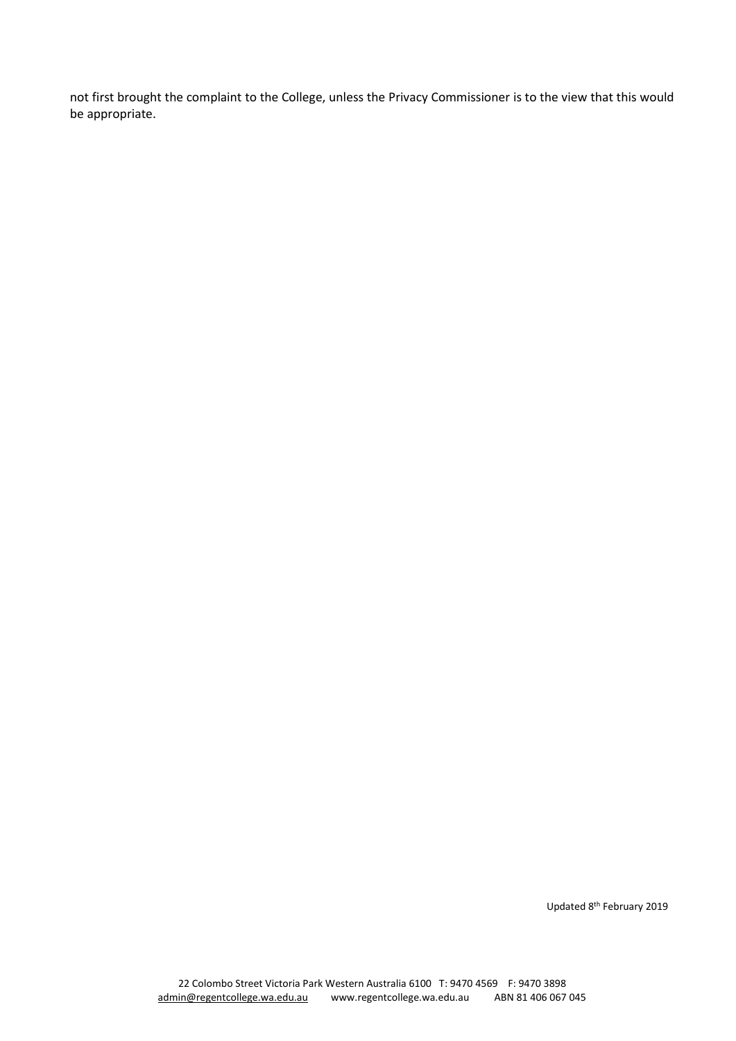not first brought the complaint to the College, unless the Privacy Commissioner is to the view that this would be appropriate.

Updated 8th February 2019